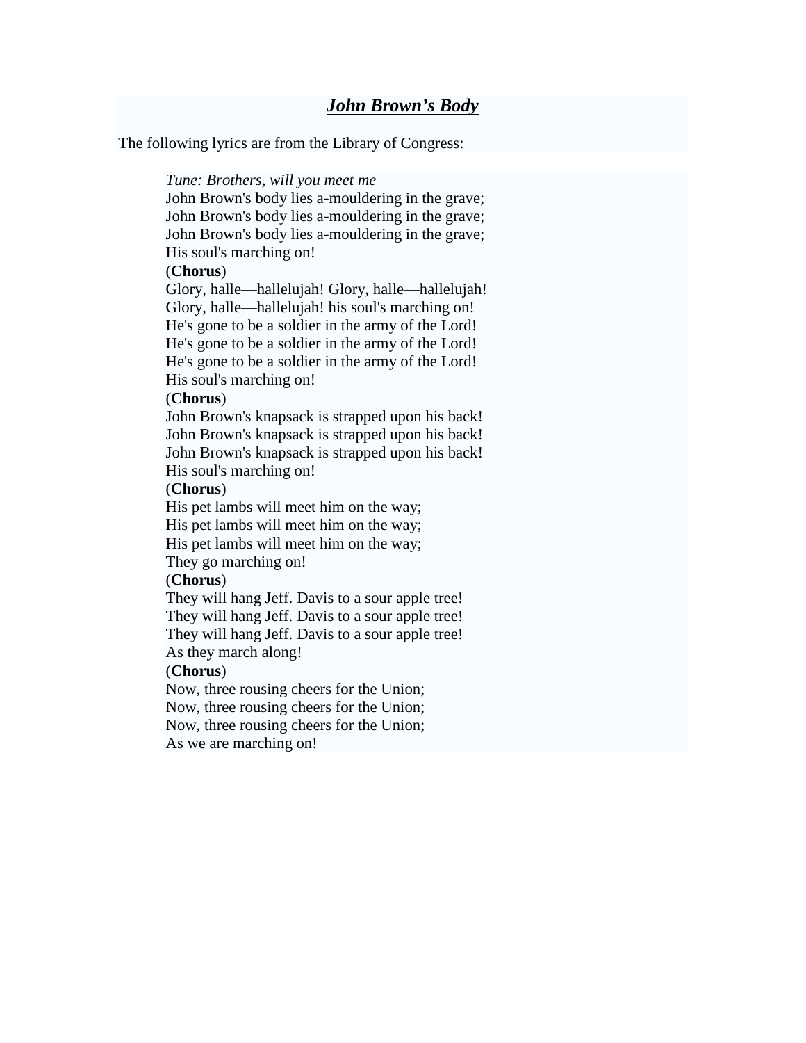# ***John Brown's Body***

The following lyrics are from the Library of Congress:

> *Tune: Brothers, will you meet me*
> John Brown's body lies a-mouldering in the grave;
> John Brown's body lies a-mouldering in the grave;
> John Brown's body lies a-mouldering in the grave;
> His soul's marching on!
> (**Chorus**)
> Glory, halle—hallelujah! Glory, halle—hallelujah!
> Glory, halle—hallelujah! his soul's marching on!
> He's gone to be a soldier in the army of the Lord!
> He's gone to be a soldier in the army of the Lord!
> He's gone to be a soldier in the army of the Lord!
> His soul's marching on!
> (**Chorus**)
> John Brown's knapsack is strapped upon his back!
> John Brown's knapsack is strapped upon his back!
> John Brown's knapsack is strapped upon his back!
> His soul's marching on!
> (**Chorus**)
> His pet lambs will meet him on the way;
> His pet lambs will meet him on the way;
> His pet lambs will meet him on the way;
> They go marching on!
> (**Chorus**)
> They will hang Jeff. Davis to a sour apple tree!
> They will hang Jeff. Davis to a sour apple tree!
> They will hang Jeff. Davis to a sour apple tree!
> As they march along!
> (**Chorus**)
> Now, three rousing cheers for the Union;
> Now, three rousing cheers for the Union;
> Now, three rousing cheers for the Union;
> As we are marching on!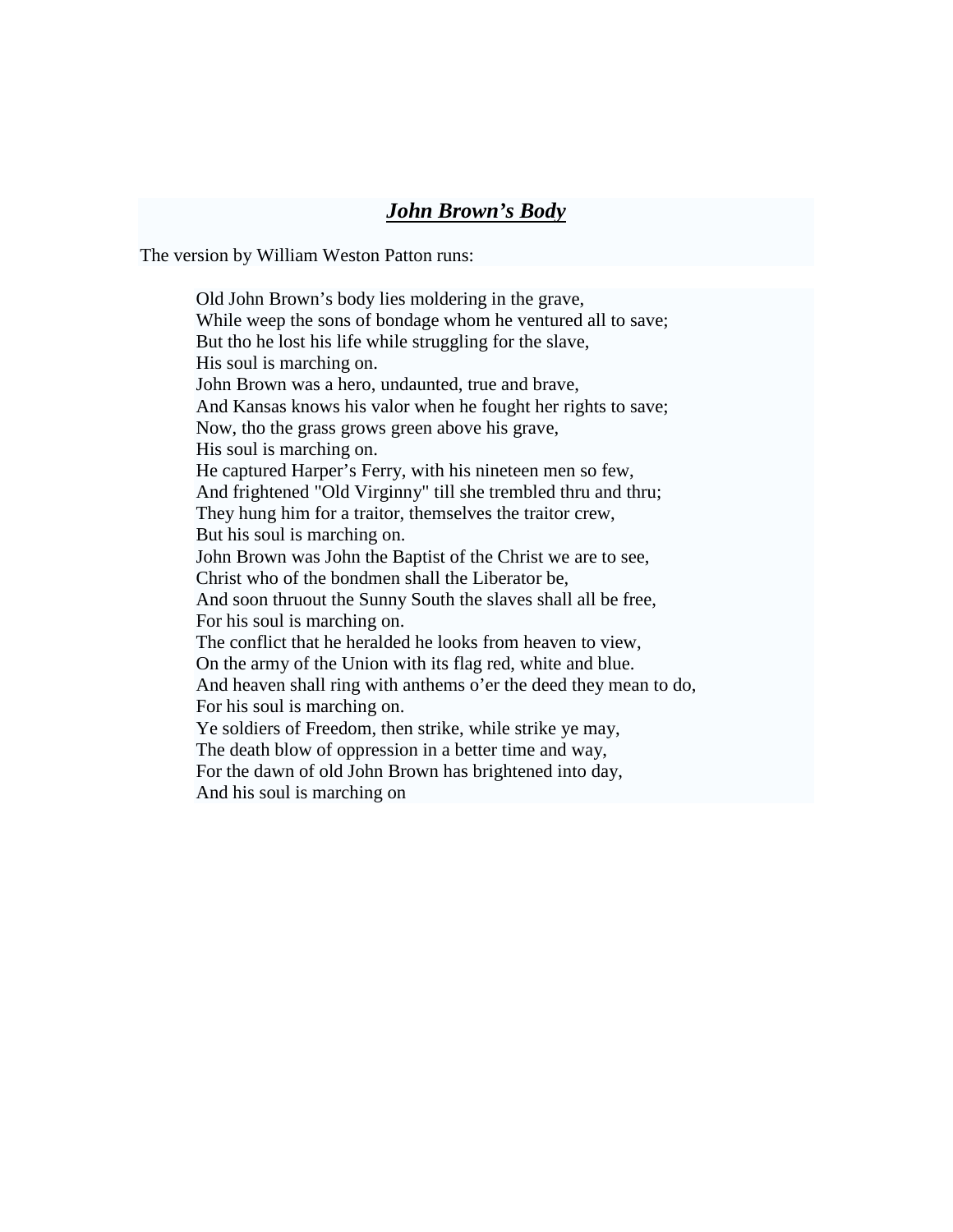## ***John Brown's Body***

The version by William Weston Patton runs:

> Old John Brown's body lies moldering in the grave,
> While weep the sons of bondage whom he ventured all to save;
> But tho he lost his life while struggling for the slave,
> His soul is marching on.
> John Brown was a hero, undaunted, true and brave,
> And Kansas knows his valor when he fought her rights to save;
> Now, tho the grass grows green above his grave,
> His soul is marching on.
> He captured Harper's Ferry, with his nineteen men so few,
> And frightened "Old Virginny" till she trembled thru and thru;
> They hung him for a traitor, themselves the traitor crew,
> But his soul is marching on.
> John Brown was John the Baptist of the Christ we are to see,
> Christ who of the bondmen shall the Liberator be,
> And soon thruout the Sunny South the slaves shall all be free,
> For his soul is marching on.
> The conflict that he heralded he looks from heaven to view,
> On the army of the Union with its flag red, white and blue.
> And heaven shall ring with anthems o'er the deed they mean to do,
> For his soul is marching on.
> Ye soldiers of Freedom, then strike, while strike ye may,
> The death blow of oppression in a better time and way,
> For the dawn of old John Brown has brightened into day,
> And his soul is marching on